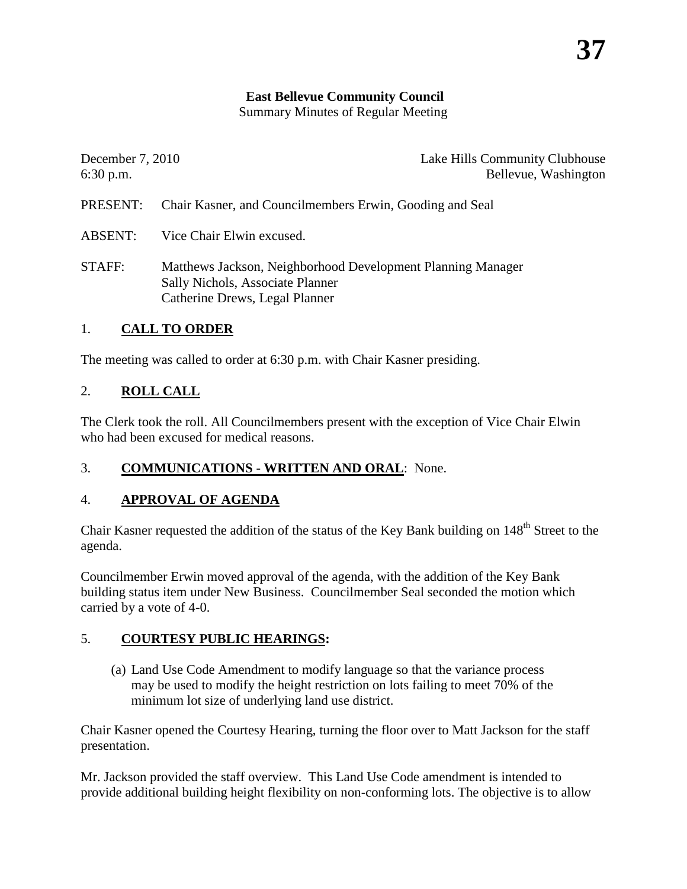**East Bellevue Community Council**
Summary Minutes of Regular Meeting

December 7, 2010 — Lake Hills Community Clubhouse
6:30 p.m. — Bellevue, Washington

PRESENT: Chair Kasner, and Councilmembers Erwin, Gooding and Seal

ABSENT: Vice Chair Elwin excused.

STAFF: Matthews Jackson, Neighborhood Development Planning Manager
Sally Nichols, Associate Planner
Catherine Drews, Legal Planner

## 1. **CALL TO ORDER**

The meeting was called to order at 6:30 p.m. with Chair Kasner presiding.

## 2. **ROLL CALL**

The Clerk took the roll. All Councilmembers present with the exception of Vice Chair Elwin who had been excused for medical reasons.

## 3. **COMMUNICATIONS - WRITTEN AND ORAL**: None.

## 4. **APPROVAL OF AGENDA**

Chair Kasner requested the addition of the status of the Key Bank building on 148th Street to the agenda.

Councilmember Erwin moved approval of the agenda, with the addition of the Key Bank building status item under New Business. Councilmember Seal seconded the motion which carried by a vote of 4-0.

## 5. **COURTESY PUBLIC HEARINGS:**

(a) Land Use Code Amendment to modify language so that the variance process may be used to modify the height restriction on lots failing to meet 70% of the minimum lot size of underlying land use district.

Chair Kasner opened the Courtesy Hearing, turning the floor over to Matt Jackson for the staff presentation.

Mr. Jackson provided the staff overview. This Land Use Code amendment is intended to provide additional building height flexibility on non-conforming lots. The objective is to allow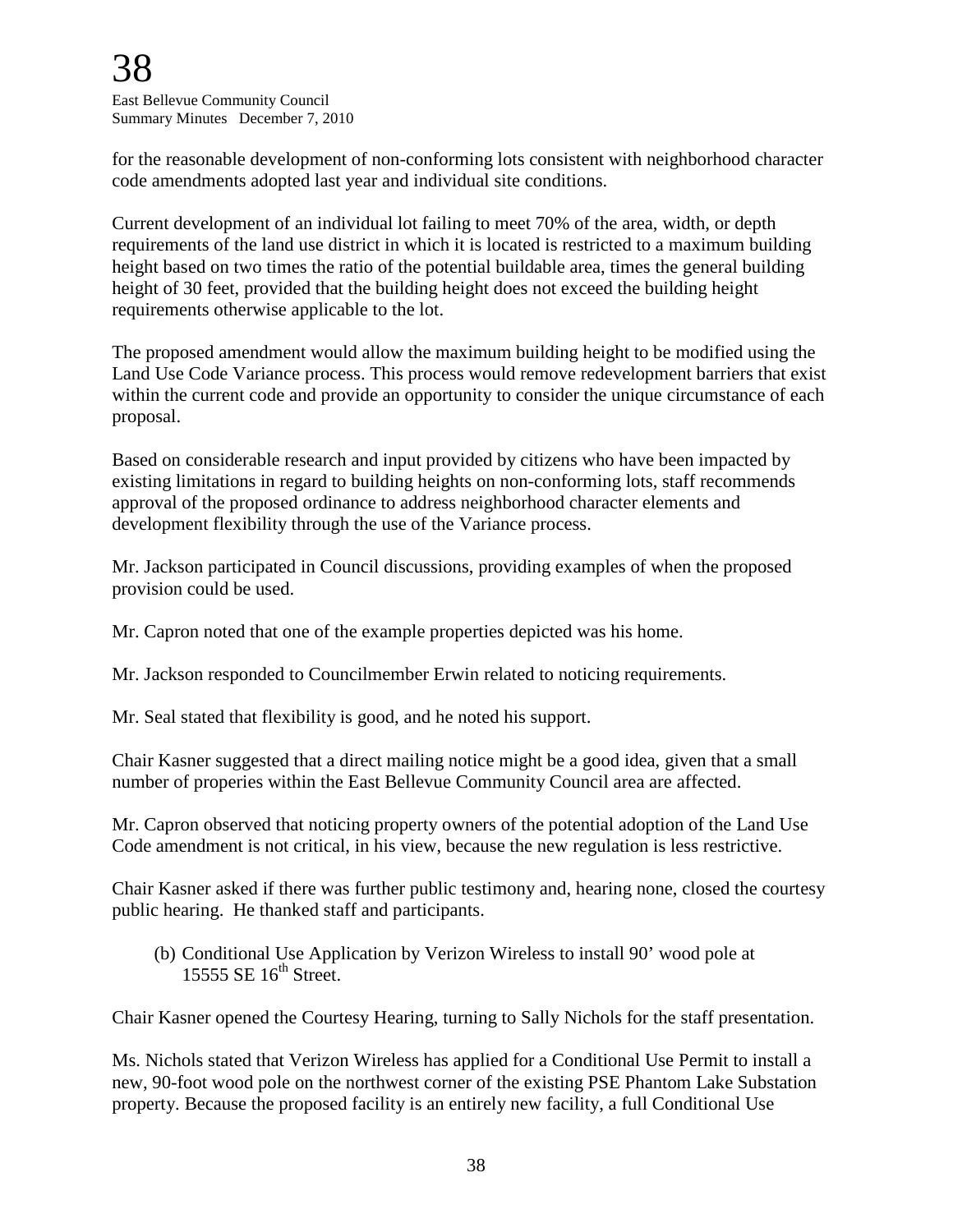for the reasonable development of non-conforming lots consistent with neighborhood character code amendments adopted last year and individual site conditions.

Current development of an individual lot failing to meet 70% of the area, width, or depth requirements of the land use district in which it is located is restricted to a maximum building height based on two times the ratio of the potential buildable area, times the general building height of 30 feet, provided that the building height does not exceed the building height requirements otherwise applicable to the lot.

The proposed amendment would allow the maximum building height to be modified using the Land Use Code Variance process. This process would remove redevelopment barriers that exist within the current code and provide an opportunity to consider the unique circumstance of each proposal.

Based on considerable research and input provided by citizens who have been impacted by existing limitations in regard to building heights on non-conforming lots, staff recommends approval of the proposed ordinance to address neighborhood character elements and development flexibility through the use of the Variance process.

Mr. Jackson participated in Council discussions, providing examples of when the proposed provision could be used.

Mr. Capron noted that one of the example properties depicted was his home.

Mr. Jackson responded to Councilmember Erwin related to noticing requirements.

Mr. Seal stated that flexibility is good, and he noted his support.

Chair Kasner suggested that a direct mailing notice might be a good idea, given that a small number of properies within the East Bellevue Community Council area are affected.

Mr. Capron observed that noticing property owners of the potential adoption of the Land Use Code amendment is not critical, in his view, because the new regulation is less restrictive.

Chair Kasner asked if there was further public testimony and, hearing none, closed the courtesy public hearing. He thanked staff and participants.

(b) Conditional Use Application by Verizon Wireless to install 90' wood pole at 15555 SE 16th Street.

Chair Kasner opened the Courtesy Hearing, turning to Sally Nichols for the staff presentation.

Ms. Nichols stated that Verizon Wireless has applied for a Conditional Use Permit to install a new, 90-foot wood pole on the northwest corner of the existing PSE Phantom Lake Substation property. Because the proposed facility is an entirely new facility, a full Conditional Use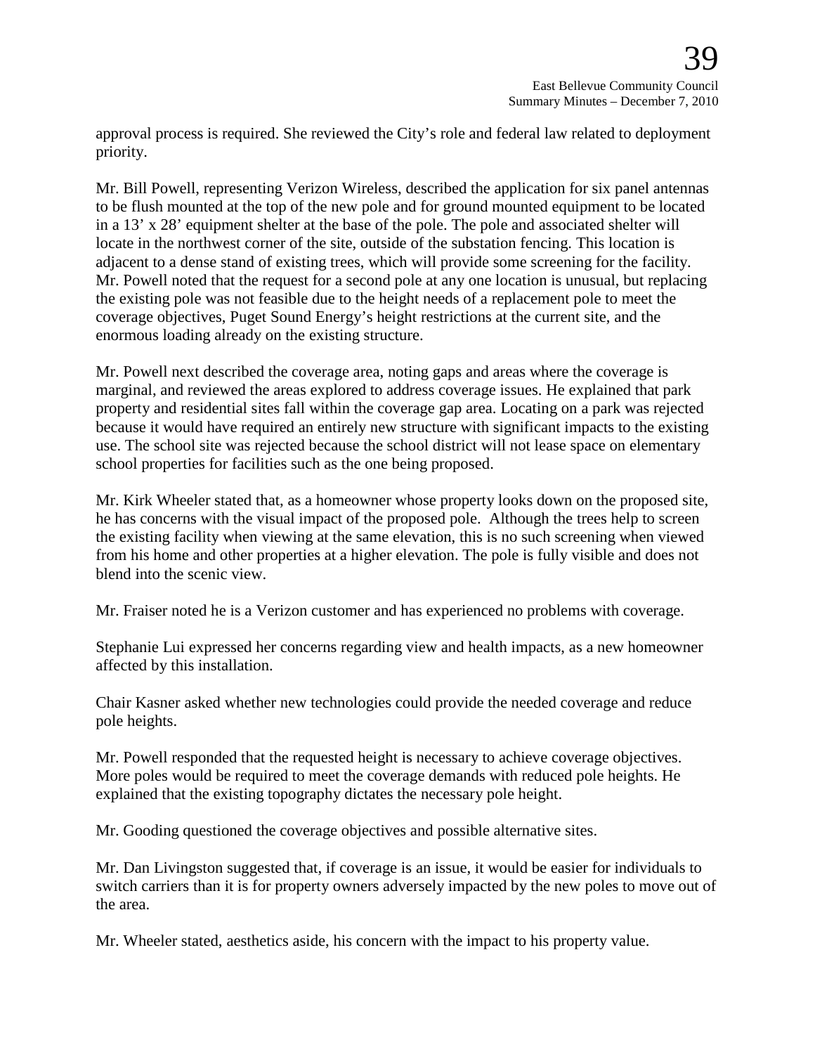approval process is required. She reviewed the City's role and federal law related to deployment priority.

Mr. Bill Powell, representing Verizon Wireless, described the application for six panel antennas to be flush mounted at the top of the new pole and for ground mounted equipment to be located in a 13' x 28' equipment shelter at the base of the pole. The pole and associated shelter will locate in the northwest corner of the site, outside of the substation fencing. This location is adjacent to a dense stand of existing trees, which will provide some screening for the facility. Mr. Powell noted that the request for a second pole at any one location is unusual, but replacing the existing pole was not feasible due to the height needs of a replacement pole to meet the coverage objectives, Puget Sound Energy's height restrictions at the current site, and the enormous loading already on the existing structure.

Mr. Powell next described the coverage area, noting gaps and areas where the coverage is marginal, and reviewed the areas explored to address coverage issues. He explained that park property and residential sites fall within the coverage gap area. Locating on a park was rejected because it would have required an entirely new structure with significant impacts to the existing use. The school site was rejected because the school district will not lease space on elementary school properties for facilities such as the one being proposed.

Mr. Kirk Wheeler stated that, as a homeowner whose property looks down on the proposed site, he has concerns with the visual impact of the proposed pole. Although the trees help to screen the existing facility when viewing at the same elevation, this is no such screening when viewed from his home and other properties at a higher elevation. The pole is fully visible and does not blend into the scenic view.

Mr. Fraiser noted he is a Verizon customer and has experienced no problems with coverage.

Stephanie Lui expressed her concerns regarding view and health impacts, as a new homeowner affected by this installation.

Chair Kasner asked whether new technologies could provide the needed coverage and reduce pole heights.

Mr. Powell responded that the requested height is necessary to achieve coverage objectives. More poles would be required to meet the coverage demands with reduced pole heights. He explained that the existing topography dictates the necessary pole height.

Mr. Gooding questioned the coverage objectives and possible alternative sites.

Mr. Dan Livingston suggested that, if coverage is an issue, it would be easier for individuals to switch carriers than it is for property owners adversely impacted by the new poles to move out of the area.

Mr. Wheeler stated, aesthetics aside, his concern with the impact to his property value.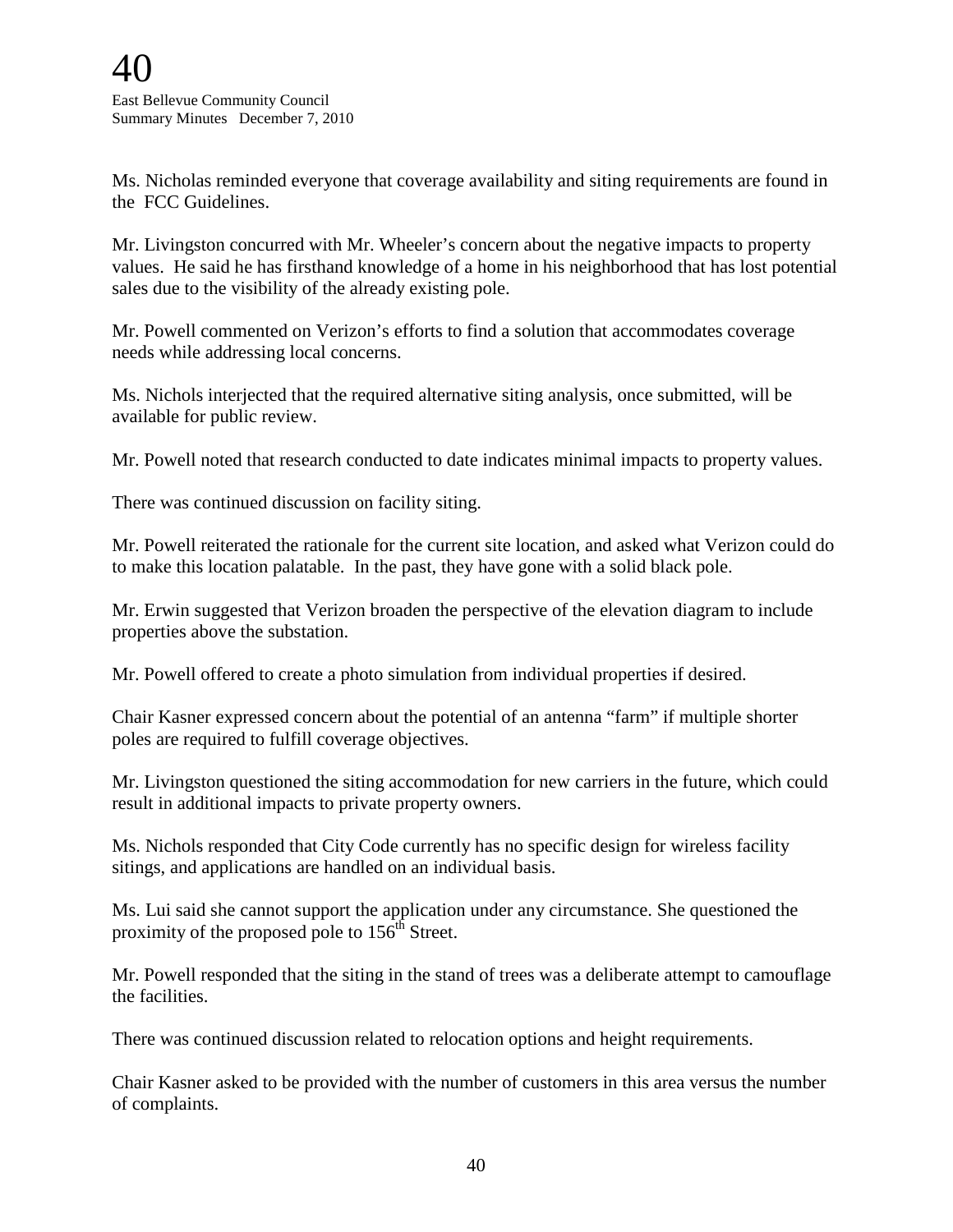Ms. Nicholas reminded everyone that coverage availability and siting requirements are found in the FCC Guidelines.

Mr. Livingston concurred with Mr. Wheeler's concern about the negative impacts to property values. He said he has firsthand knowledge of a home in his neighborhood that has lost potential sales due to the visibility of the already existing pole.

Mr. Powell commented on Verizon's efforts to find a solution that accommodates coverage needs while addressing local concerns.

Ms. Nichols interjected that the required alternative siting analysis, once submitted, will be available for public review.

Mr. Powell noted that research conducted to date indicates minimal impacts to property values.

There was continued discussion on facility siting.

Mr. Powell reiterated the rationale for the current site location, and asked what Verizon could do to make this location palatable. In the past, they have gone with a solid black pole.

Mr. Erwin suggested that Verizon broaden the perspective of the elevation diagram to include properties above the substation.

Mr. Powell offered to create a photo simulation from individual properties if desired.

Chair Kasner expressed concern about the potential of an antenna "farm" if multiple shorter poles are required to fulfill coverage objectives.

Mr. Livingston questioned the siting accommodation for new carriers in the future, which could result in additional impacts to private property owners.

Ms. Nichols responded that City Code currently has no specific design for wireless facility sitings, and applications are handled on an individual basis.

Ms. Lui said she cannot support the application under any circumstance. She questioned the proximity of the proposed pole to 156th Street.

Mr. Powell responded that the siting in the stand of trees was a deliberate attempt to camouflage the facilities.

There was continued discussion related to relocation options and height requirements.

Chair Kasner asked to be provided with the number of customers in this area versus the number of complaints.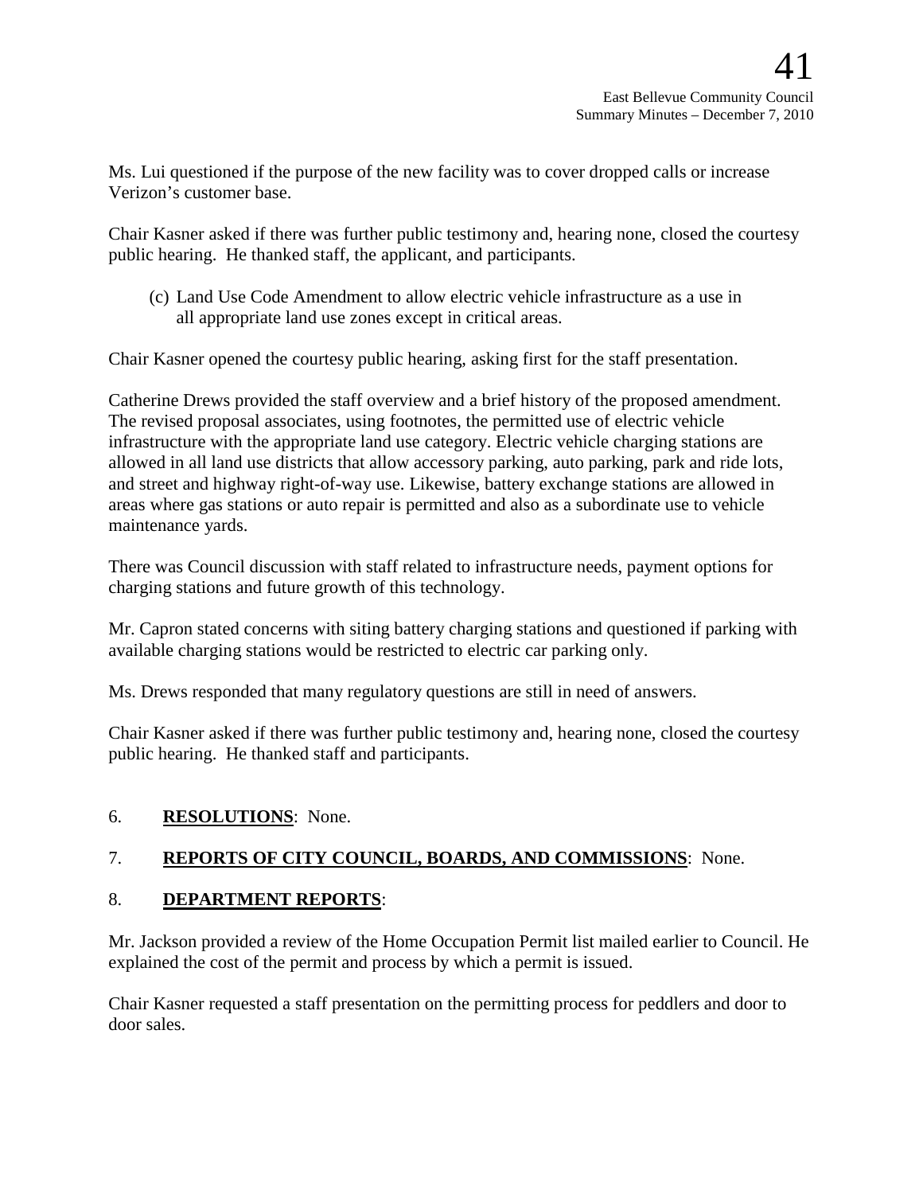Ms. Lui questioned if the purpose of the new facility was to cover dropped calls or increase Verizon's customer base.

Chair Kasner asked if there was further public testimony and, hearing none, closed the courtesy public hearing. He thanked staff, the applicant, and participants.

(c) Land Use Code Amendment to allow electric vehicle infrastructure as a use in all appropriate land use zones except in critical areas.

Chair Kasner opened the courtesy public hearing, asking first for the staff presentation.

Catherine Drews provided the staff overview and a brief history of the proposed amendment. The revised proposal associates, using footnotes, the permitted use of electric vehicle infrastructure with the appropriate land use category. Electric vehicle charging stations are allowed in all land use districts that allow accessory parking, auto parking, park and ride lots, and street and highway right-of-way use. Likewise, battery exchange stations are allowed in areas where gas stations or auto repair is permitted and also as a subordinate use to vehicle maintenance yards.

There was Council discussion with staff related to infrastructure needs, payment options for charging stations and future growth of this technology.

Mr. Capron stated concerns with siting battery charging stations and questioned if parking with available charging stations would be restricted to electric car parking only.

Ms. Drews responded that many regulatory questions are still in need of answers.

Chair Kasner asked if there was further public testimony and, hearing none, closed the courtesy public hearing. He thanked staff and participants.

6. **RESOLUTIONS**: None.

7. **REPORTS OF CITY COUNCIL, BOARDS, AND COMMISSIONS**: None.

8. **DEPARTMENT REPORTS**:

Mr. Jackson provided a review of the Home Occupation Permit list mailed earlier to Council. He explained the cost of the permit and process by which a permit is issued.

Chair Kasner requested a staff presentation on the permitting process for peddlers and door to door sales.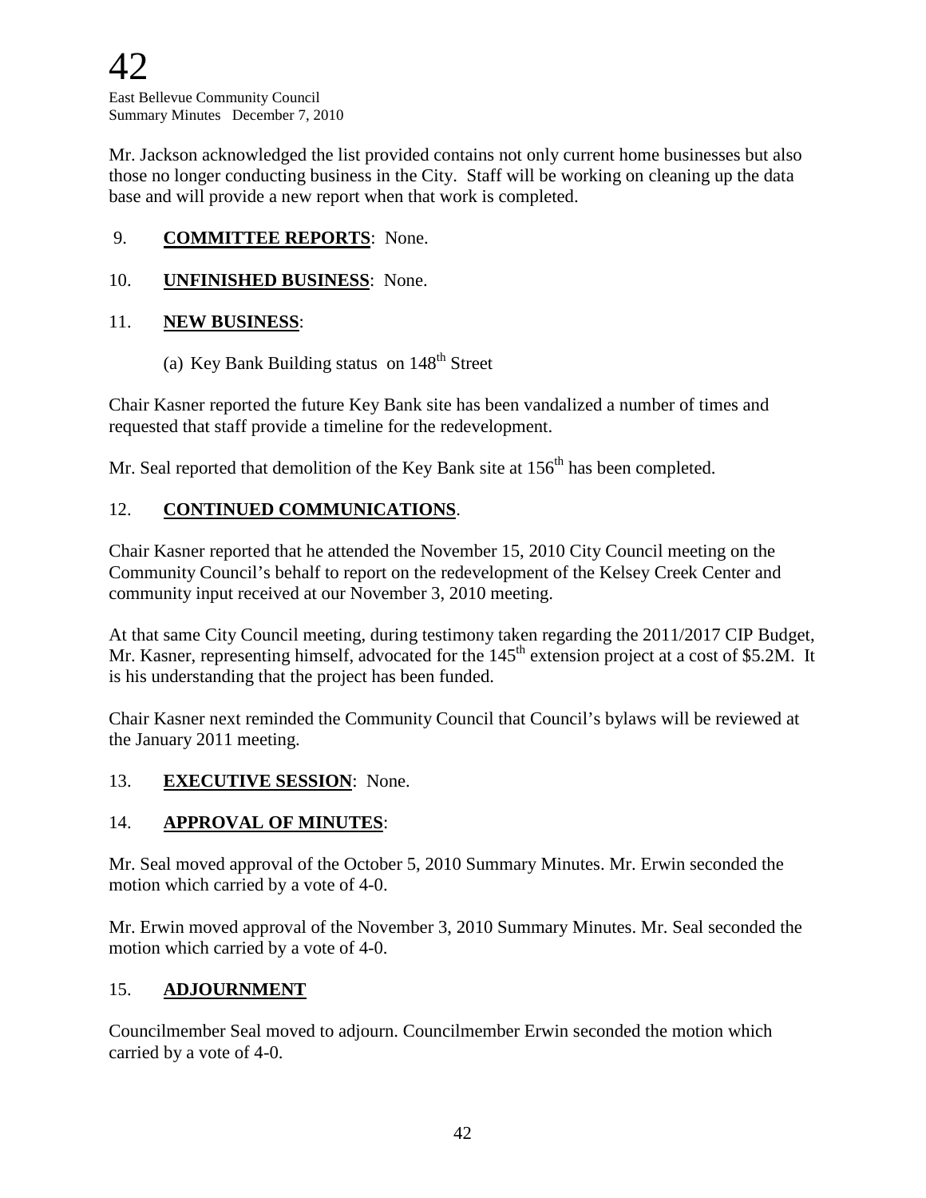Mr. Jackson acknowledged the list provided contains not only current home businesses but also those no longer conducting business in the City. Staff will be working on cleaning up the data base and will provide a new report when that work is completed.

9. **COMMITTEE REPORTS**: None.

10. **UNFINISHED BUSINESS**: None.

11. **NEW BUSINESS**:

(a) Key Bank Building status on 148th Street

Chair Kasner reported the future Key Bank site has been vandalized a number of times and requested that staff provide a timeline for the redevelopment.

Mr. Seal reported that demolition of the Key Bank site at 156th has been completed.

12. **CONTINUED COMMUNICATIONS**.

Chair Kasner reported that he attended the November 15, 2010 City Council meeting on the Community Council's behalf to report on the redevelopment of the Kelsey Creek Center and community input received at our November 3, 2010 meeting.

At that same City Council meeting, during testimony taken regarding the 2011/2017 CIP Budget, Mr. Kasner, representing himself, advocated for the 145th extension project at a cost of $5.2M. It is his understanding that the project has been funded.

Chair Kasner next reminded the Community Council that Council's bylaws will be reviewed at the January 2011 meeting.

13. **EXECUTIVE SESSION**: None.

14. **APPROVAL OF MINUTES**:

Mr. Seal moved approval of the October 5, 2010 Summary Minutes. Mr. Erwin seconded the motion which carried by a vote of 4-0.

Mr. Erwin moved approval of the November 3, 2010 Summary Minutes. Mr. Seal seconded the motion which carried by a vote of 4-0.

15. **ADJOURNMENT**

Councilmember Seal moved to adjourn. Councilmember Erwin seconded the motion which carried by a vote of 4-0.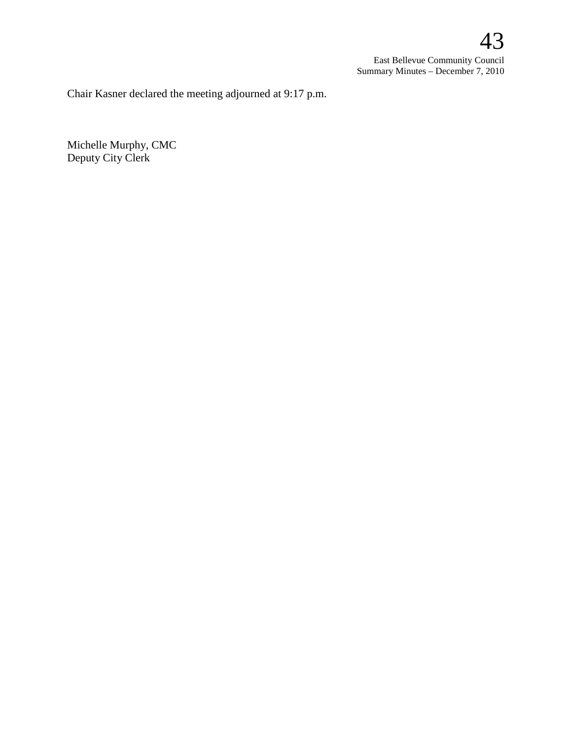Chair Kasner declared the meeting adjourned at 9:17 p.m.

Michelle Murphy, CMC
Deputy City Clerk